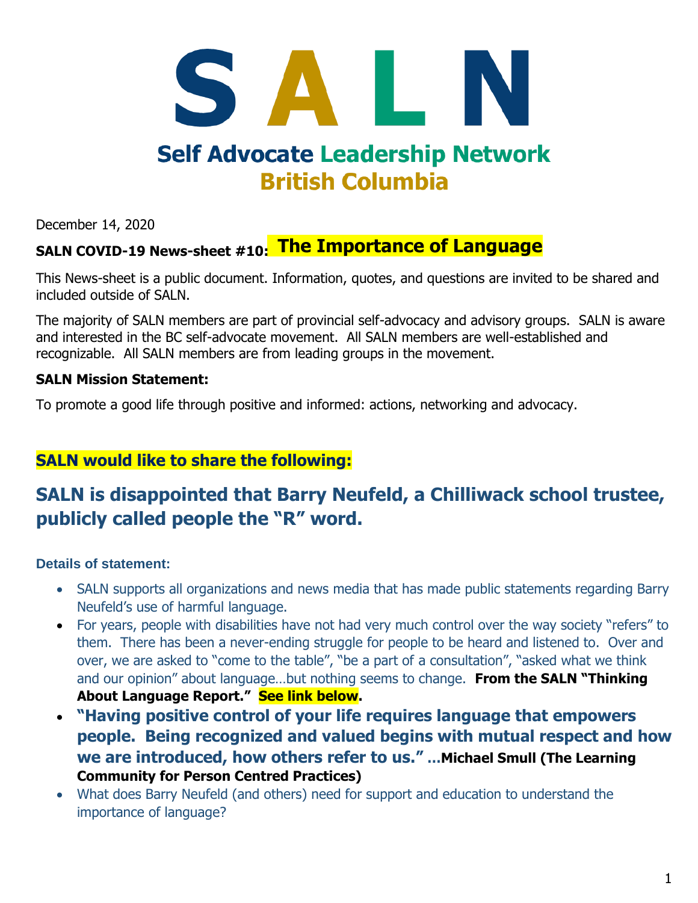# S A L N

## Self Advocate Leadership Network
## British Columbia

December 14, 2020

**SALN COVID-19 News-sheet #10: The Importance of Language**

This News-sheet is a public document. Information, quotes, and questions are invited to be shared and included outside of SALN.

The majority of SALN members are part of provincial self-advocacy and advisory groups. SALN is aware and interested in the BC self-advocate movement. All SALN members are well-established and recognizable. All SALN members are from leading groups in the movement.

**SALN Mission Statement:**

To promote a good life through positive and informed: actions, networking and advocacy.

### SALN would like to share the following:

## SALN is disappointed that Barry Neufeld, a Chilliwack school trustee, publicly called people the "R" word.

**Details of statement:**

- SALN supports all organizations and news media that has made public statements regarding Barry Neufeld's use of harmful language.
- For years, people with disabilities have not had very much control over the way society "refers" to them. There has been a never-ending struggle for people to be heard and listened to. Over and over, we are asked to "come to the table", "be a part of a consultation", "asked what we think and our opinion" about language…but nothing seems to change. **From the SALN "Thinking About Language Report." See link below.**
- **"Having positive control of your life requires language that empowers people. Being recognized and valued begins with mutual respect and how we are introduced, how others refer to us." …Michael Smull (The Learning Community for Person Centred Practices)**
- What does Barry Neufeld (and others) need for support and education to understand the importance of language?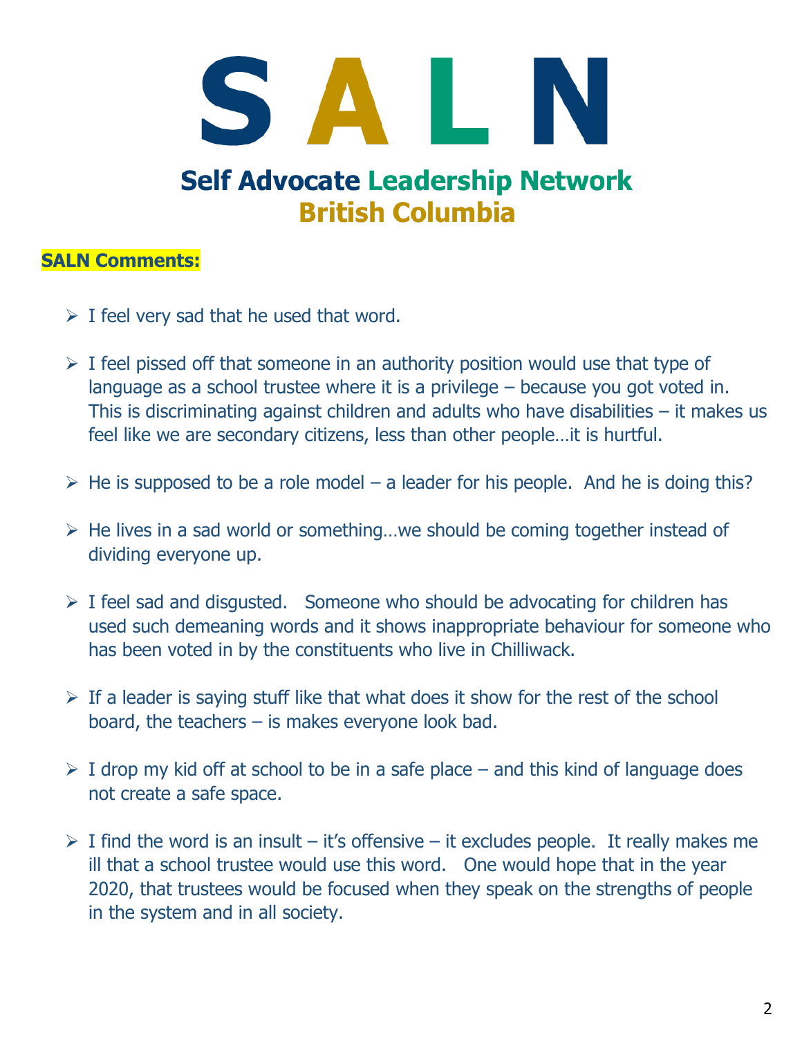# SALN

## Self Advocate Leadership Network
## British Columbia

**SALN Comments:**

- I feel very sad that he used that word.
- I feel pissed off that someone in an authority position would use that type of language as a school trustee where it is a privilege – because you got voted in. This is discriminating against children and adults who have disabilities – it makes us feel like we are secondary citizens, less than other people…it is hurtful.
- He is supposed to be a role model – a leader for his people. And he is doing this?
- He lives in a sad world or something…we should be coming together instead of dividing everyone up.
- I feel sad and disgusted. Someone who should be advocating for children has used such demeaning words and it shows inappropriate behaviour for someone who has been voted in by the constituents who live in Chilliwack.
- If a leader is saying stuff like that what does it show for the rest of the school board, the teachers – is makes everyone look bad.
- I drop my kid off at school to be in a safe place – and this kind of language does not create a safe space.
- I find the word is an insult – it's offensive – it excludes people. It really makes me ill that a school trustee would use this word. One would hope that in the year 2020, that trustees would be focused when they speak on the strengths of people in the system and in all society.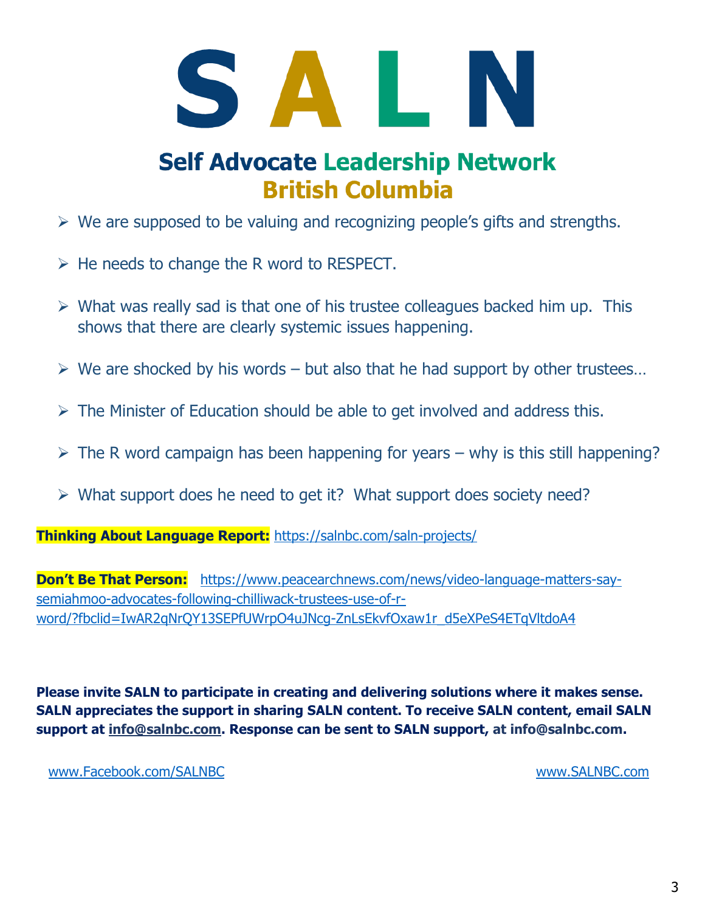# SALN

## Self Advocate Leadership Network
## British Columbia

- We are supposed to be valuing and recognizing people's gifts and strengths.
- He needs to change the R word to RESPECT.
- What was really sad is that one of his trustee colleagues backed him up. This shows that there are clearly systemic issues happening.
- We are shocked by his words – but also that he had support by other trustees…
- The Minister of Education should be able to get involved and address this.
- The R word campaign has been happening for years – why is this still happening?
- What support does he need to get it? What support does society need?

**Thinking About Language Report:** https://salnbc.com/saln-projects/

**Don't Be That Person:** https://www.peacearchnews.com/news/video-language-matters-say-semiahmoo-advocates-following-chilliwack-trustees-use-of-r-word/?fbclid=IwAR2qNrQY13SEPfUWrpO4uJNcg-ZnLsEkvfOxaw1r_d5eXPeS4ETqVltdoA4

**Please invite SALN to participate in creating and delivering solutions where it makes sense. SALN appreciates the support in sharing SALN content. To receive SALN content, email SALN support at info@salnbc.com. Response can be sent to SALN support, at info@salnbc.com.**

www.Facebook.com/SALNBC www.SALNBC.com